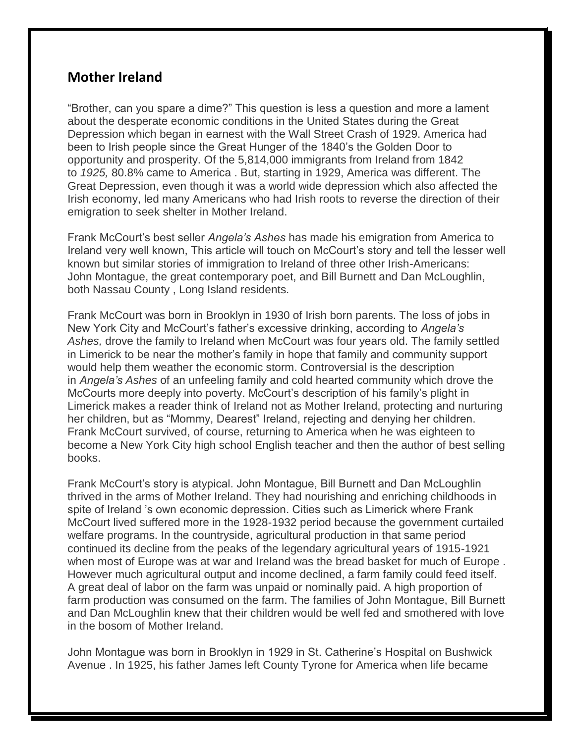## Mother Ireland

"Brother, can you spare a dime?" This question is less a question and more a lament about the desperate economic conditions in the United States during the Great Depression which began in earnest with the Wall Street Crash of 1929. America had been to Irish people since the Great Hunger of the 1840's the Golden Door to opportunity and prosperity. Of the 5,814,000 immigrants from Ireland from 1842 to *1925,* 80.8% came to America . But, starting in 1929, America was different. The Great Depression, even though it was a world wide depression which also affected the Irish economy, led many Americans who had Irish roots to reverse the direction of their emigration to seek shelter in Mother Ireland.

Frank McCourt's best seller *Angela's Ashes* has made his emigration from America to Ireland very well known, This article will touch on McCourt's story and tell the lesser well known but similar stories of immigration to Ireland of three other Irish-Americans: John Montague, the great contemporary poet, and Bill Burnett and Dan McLoughlin, both Nassau County , Long Island residents.

Frank McCourt was born in Brooklyn in 1930 of Irish born parents. The loss of jobs in New York City and McCourt's father's excessive drinking, according to *Angela's Ashes,* drove the family to Ireland when McCourt was four years old. The family settled in Limerick to be near the mother's family in hope that family and community support would help them weather the economic storm. Controversial is the description in *Angela's Ashes* of an unfeeling family and cold hearted community which drove the McCourts more deeply into poverty. McCourt's description of his family's plight in Limerick makes a reader think of Ireland not as Mother Ireland, protecting and nurturing her children, but as "Mommy, Dearest" Ireland, rejecting and denying her children. Frank McCourt survived, of course, returning to America when he was eighteen to become a New York City high school English teacher and then the author of best selling books.

Frank McCourt's story is atypical. John Montague, Bill Burnett and Dan McLoughlin thrived in the arms of Mother Ireland. They had nourishing and enriching childhoods in spite of Ireland 's own economic depression. Cities such as Limerick where Frank McCourt lived suffered more in the 1928-1932 period because the government curtailed welfare programs. In the countryside, agricultural production in that same period continued its decline from the peaks of the legendary agricultural years of 1915-1921 when most of Europe was at war and Ireland was the bread basket for much of Europe . However much agricultural output and income declined, a farm family could feed itself. A great deal of labor on the farm was unpaid or nominally paid. A high proportion of farm production was consumed on the farm. The families of John Montague, Bill Burnett and Dan McLoughlin knew that their children would be well fed and smothered with love in the bosom of Mother Ireland.

John Montague was born in Brooklyn in 1929 in St. Catherine's Hospital on Bushwick Avenue . In 1925, his father James left County Tyrone for America when life became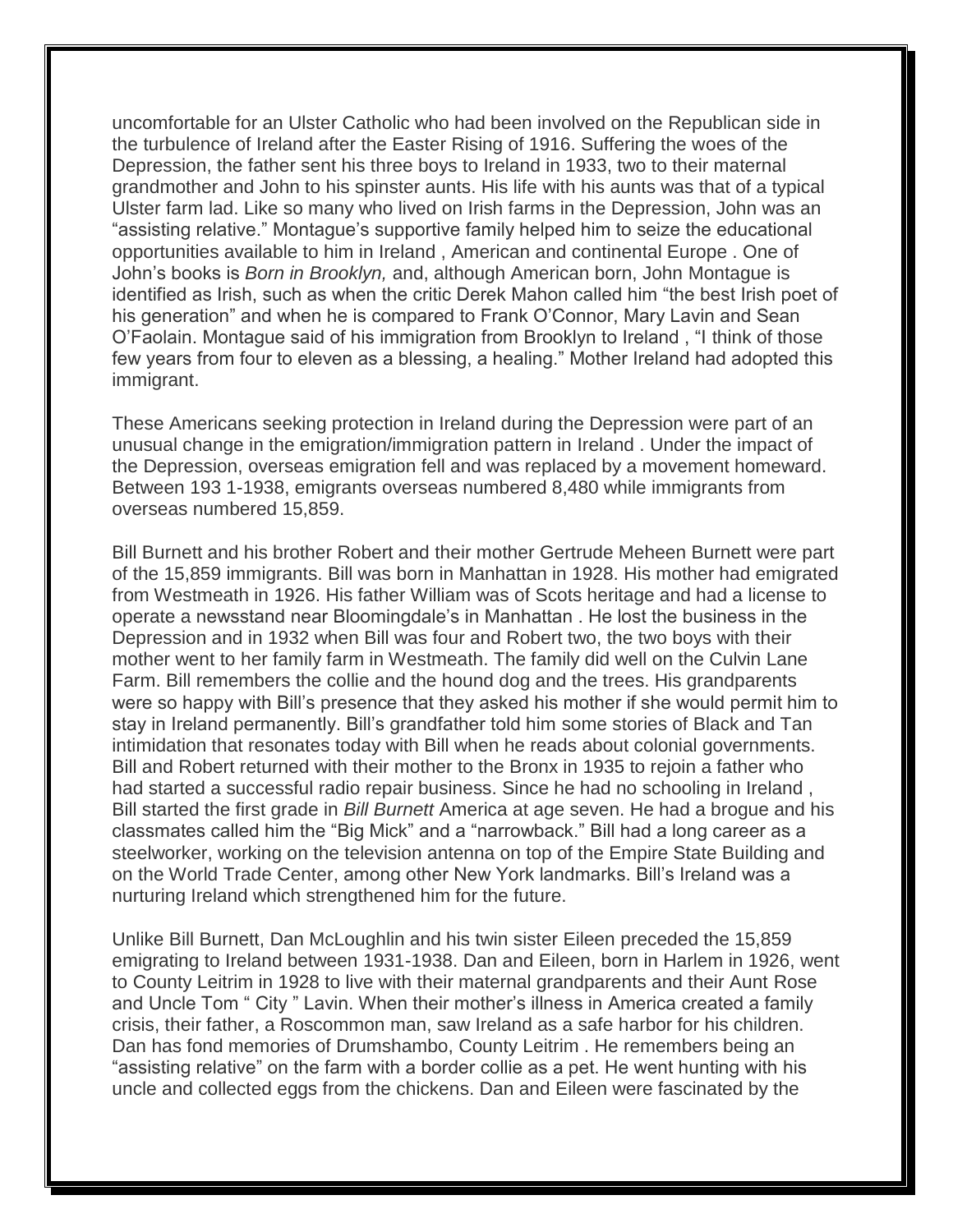uncomfortable for an Ulster Catholic who had been involved on the Republican side in the turbulence of Ireland after the Easter Rising of 1916. Suffering the woes of the Depression, the father sent his three boys to Ireland in 1933, two to their maternal grandmother and John to his spinster aunts. His life with his aunts was that of a typical Ulster farm lad. Like so many who lived on Irish farms in the Depression, John was an "assisting relative." Montague's supportive family helped him to seize the educational opportunities available to him in Ireland , American and continental Europe . One of John's books is *Born in Brooklyn,* and, although American born, John Montague is identified as Irish, such as when the critic Derek Mahon called him "the best Irish poet of his generation" and when he is compared to Frank O'Connor, Mary Lavin and Sean O'Faolain. Montague said of his immigration from Brooklyn to Ireland , "I think of those few years from four to eleven as a blessing, a healing." Mother Ireland had adopted this immigrant.

These Americans seeking protection in Ireland during the Depression were part of an unusual change in the emigration/immigration pattern in Ireland . Under the impact of the Depression, overseas emigration fell and was replaced by a movement homeward. Between 193 1-1938, emigrants overseas numbered 8,480 while immigrants from overseas numbered 15,859.

Bill Burnett and his brother Robert and their mother Gertrude Meheen Burnett were part of the 15,859 immigrants. Bill was born in Manhattan in 1928. His mother had emigrated from Westmeath in 1926. His father William was of Scots heritage and had a license to operate a newsstand near Bloomingdale's in Manhattan . He lost the business in the Depression and in 1932 when Bill was four and Robert two, the two boys with their mother went to her family farm in Westmeath. The family did well on the Culvin Lane Farm. Bill remembers the collie and the hound dog and the trees. His grandparents were so happy with Bill's presence that they asked his mother if she would permit him to stay in Ireland permanently. Bill's grandfather told him some stories of Black and Tan intimidation that resonates today with Bill when he reads about colonial governments. Bill and Robert returned with their mother to the Bronx in 1935 to rejoin a father who had started a successful radio repair business. Since he had no schooling in Ireland , Bill started the first grade in *Bill Burnett* America at age seven. He had a brogue and his classmates called him the "Big Mick" and a "narrowback." Bill had a long career as a steelworker, working on the television antenna on top of the Empire State Building and on the World Trade Center, among other New York landmarks. Bill's Ireland was a nurturing Ireland which strengthened him for the future.

Unlike Bill Burnett, Dan McLoughlin and his twin sister Eileen preceded the 15,859 emigrating to Ireland between 1931-1938. Dan and Eileen, born in Harlem in 1926, went to County Leitrim in 1928 to live with their maternal grandparents and their Aunt Rose and Uncle Tom " City " Lavin. When their mother's illness in America created a family crisis, their father, a Roscommon man, saw Ireland as a safe harbor for his children. Dan has fond memories of Drumshambo, County Leitrim . He remembers being an "assisting relative" on the farm with a border collie as a pet. He went hunting with his uncle and collected eggs from the chickens. Dan and Eileen were fascinated by the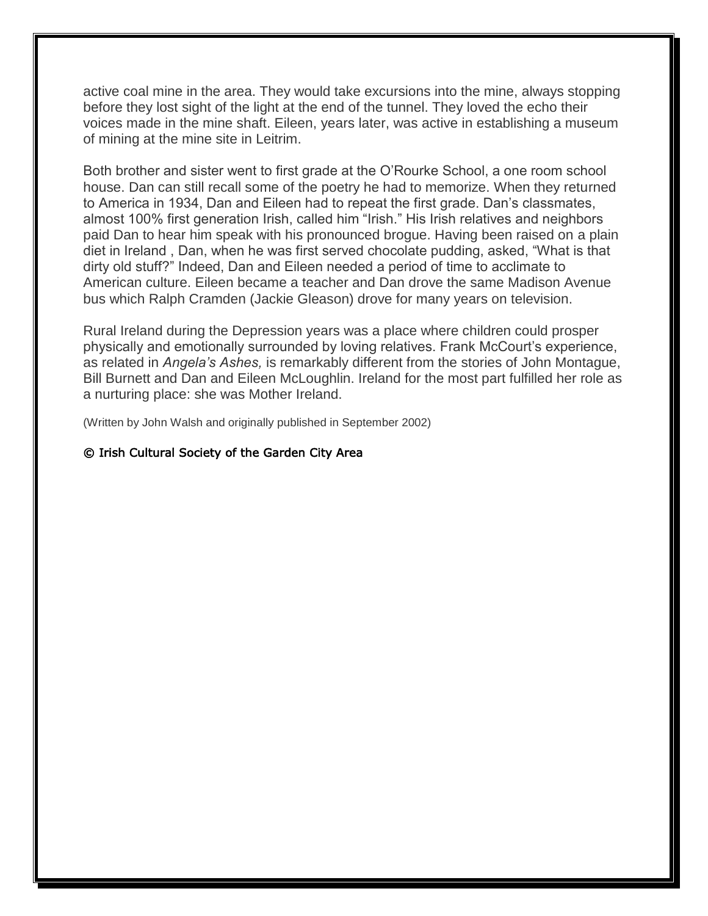active coal mine in the area. They would take excursions into the mine, always stopping before they lost sight of the light at the end of the tunnel. They loved the echo their voices made in the mine shaft. Eileen, years later, was active in establishing a museum of mining at the mine site in Leitrim.

Both brother and sister went to first grade at the O'Rourke School, a one room school house. Dan can still recall some of the poetry he had to memorize. When they returned to America in 1934, Dan and Eileen had to repeat the first grade. Dan's classmates, almost 100% first generation Irish, called him "Irish." His Irish relatives and neighbors paid Dan to hear him speak with his pronounced brogue. Having been raised on a plain diet in Ireland , Dan, when he was first served chocolate pudding, asked, "What is that dirty old stuff?" Indeed, Dan and Eileen needed a period of time to acclimate to American culture. Eileen became a teacher and Dan drove the same Madison Avenue bus which Ralph Cramden (Jackie Gleason) drove for many years on television.

Rural Ireland during the Depression years was a place where children could prosper physically and emotionally surrounded by loving relatives. Frank McCourt's experience, as related in *Angela's Ashes,* is remarkably different from the stories of John Montague, Bill Burnett and Dan and Eileen McLoughlin. Ireland for the most part fulfilled her role as a nurturing place: she was Mother Ireland.

(Written by John Walsh and originally published in September 2002)

© Irish Cultural Society of the Garden City Area